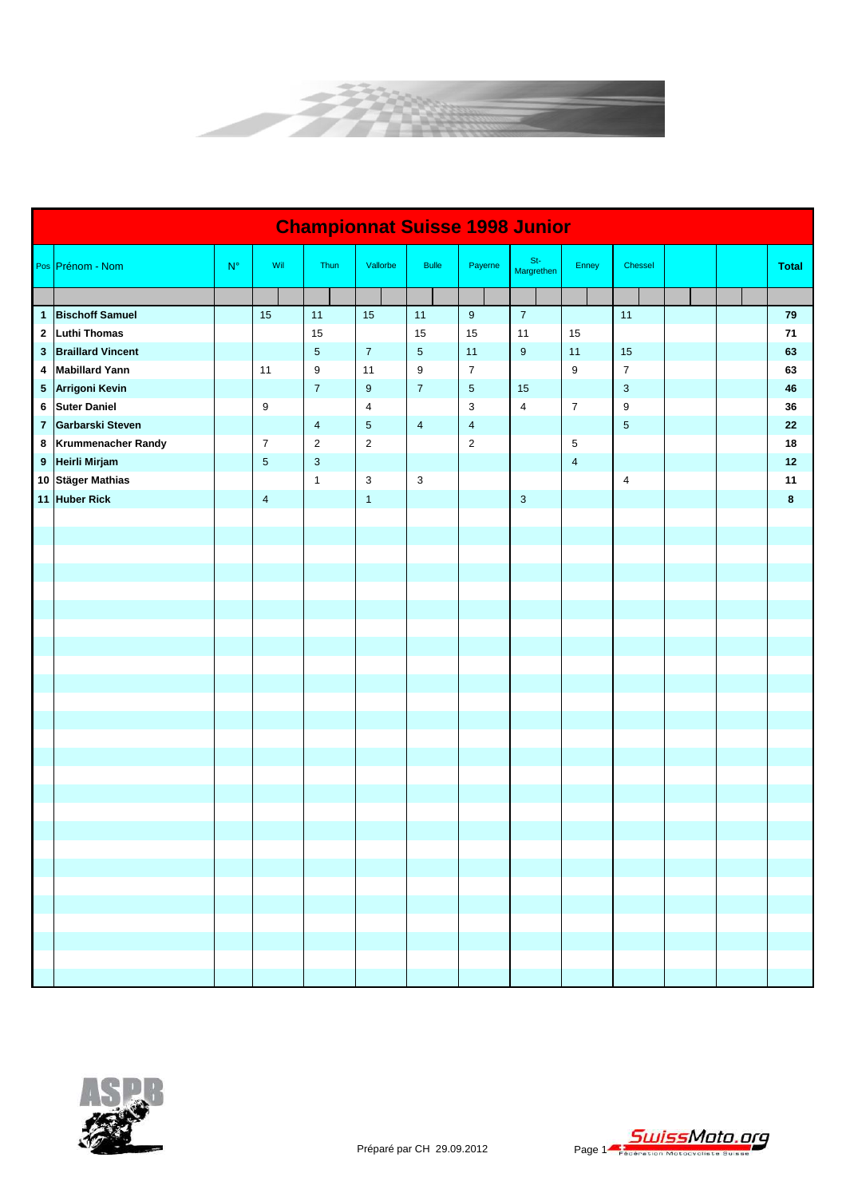# Championnat Suisse 1998 Junior

| Pos | Prénom - Nom | N° | Wil | Thun | Vallorbe | Bulle | Payerne | St-Margrethen | Enney | Chessel | | | Total |
|---|---|---|---|---|---|---|---|---|---|---|---|---|---|
| 1 | **Bischoff Samuel** | | 15 | 11 | 15 | 11 | 9 | 7 | | 11 | | | **79** |
| 2 | **Luthi Thomas** | | | 15 | | 15 | 15 | 11 | 15 | | | | **71** |
| 3 | **Braillard Vincent** | | | 5 | 7 | 5 | 11 | 9 | 11 | 15 | | | **63** |
| 4 | **Mabillard Yann** | | 11 | 9 | 11 | 9 | 7 | | 9 | 7 | | | **63** |
| 5 | **Arrigoni Kevin** | | | 7 | 9 | 7 | 5 | 15 | | 3 | | | **46** |
| 6 | **Suter Daniel** | | 9 | | 4 | | 3 | 4 | 7 | 9 | | | **36** |
| 7 | **Garbarski Steven** | | | 4 | 5 | 4 | 4 | | | 5 | | | **22** |
| 8 | **Krummenacher Randy** | | 7 | 2 | 2 | | 2 | | 5 | | | | **18** |
| 9 | **Heirli Mirjam** | | 5 | 3 | | | | | 4 | | | | **12** |
| 10 | **Stäger Mathias** | | | 1 | 3 | 3 | | | | 4 | | | **11** |
| 11 | **Huber Rick** | | 4 | | 1 | | | 3 | | | | | **8** |

Préparé par CH 29.09.2012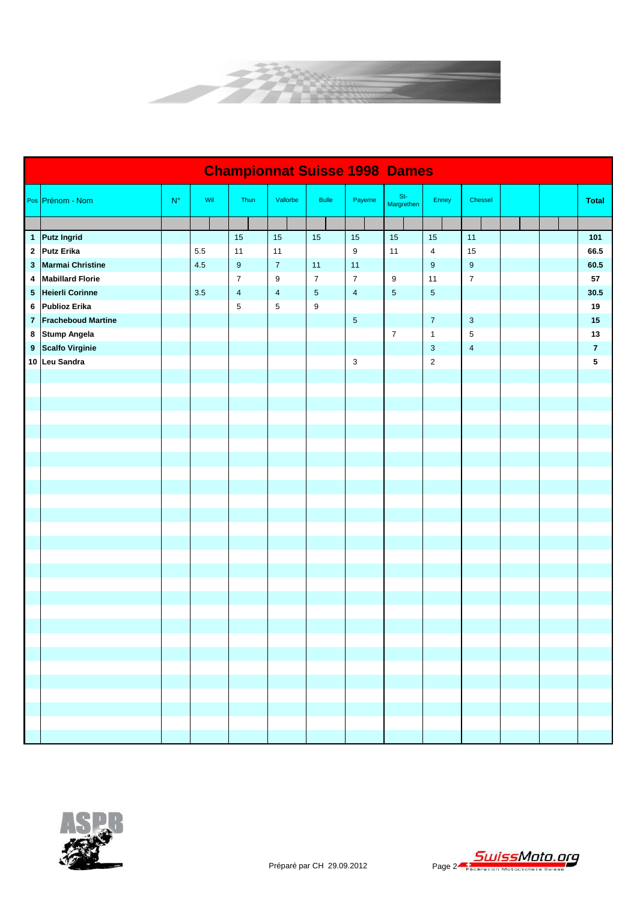# Championnat Suisse 1998 Dames

| Pos | Prénom - Nom | N° | Wil | Thun | Vallorbe | Bulle | Payerne | St-Margrethen | Enney | Chessel | | | Total |
|---|---|---|---|---|---|---|---|---|---|---|---|---|---|
| 1 | **Putz Ingrid** | | | 15 | 15 | 15 | 15 | 15 | 15 | 11 | | | **101** |
| 2 | **Putz Erika** | | 5.5 | 11 | 11 | | 9 | 11 | 4 | 15 | | | **66.5** |
| 3 | **Marmai Christine** | | 4.5 | 9 | 7 | 11 | 11 | | 9 | 9 | | | **60.5** |
| 4 | **Mabillard Florie** | | | 7 | 9 | 7 | 7 | 9 | 11 | 7 | | | **57** |
| 5 | **Heierli Corinne** | | 3.5 | 4 | 4 | 5 | 4 | 5 | 5 | | | | **30.5** |
| 6 | **Publioz Erika** | | | 5 | 5 | 9 | | | | | | | **19** |
| 7 | **Fracheboud Martine** | | | | | | 5 | | 7 | 3 | | | **15** |
| 8 | **Stump Angela** | | | | | | | 7 | 1 | 5 | | | **13** |
| 9 | **Scalfo Virginie** | | | | | | | | 3 | 4 | | | **7** |
| 10 | **Leu Sandra** | | | | | | 3 | | 2 | | | | **5** |

Préparé par CH 29.09.2012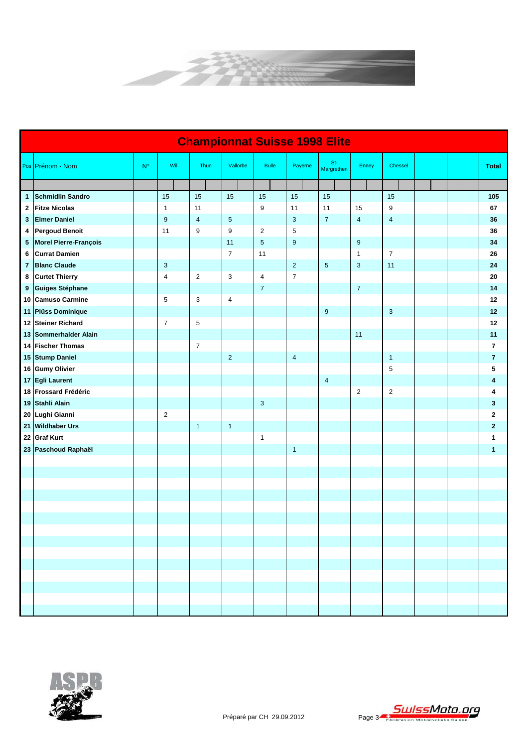# Championnat Suisse 1998 Elite

| Pos | Prénom - Nom | N° | Wil | Thun | Vallorbe | Bulle | Payerne | St-Margrethen | Enney | Chessel | | | Total |
|---|---|---|---|---|---|---|---|---|---|---|---|---|---|
| **1** | **Schmidlin Sandro** | | 15 | 15 | 15 | 15 | 15 | 15 | | 15 | | | **105** |
| **2** | **Fitze Nicolas** | | 1 | 11 | | 9 | 11 | 11 | 15 | 9 | | | **67** |
| **3** | **Elmer Daniel** | | 9 | 4 | 5 | | 3 | 7 | 4 | 4 | | | **36** |
| **4** | **Pergoud Benoit** | | 11 | 9 | 9 | 2 | 5 | | | | | | **36** |
| **5** | **Morel Pierre-François** | | | | 11 | 5 | 9 | | 9 | | | | **34** |
| **6** | **Currat Damien** | | | | 7 | 11 | | | 1 | 7 | | | **26** |
| **7** | **Blanc Claude** | | 3 | | | | 2 | 5 | 3 | 11 | | | **24** |
| **8** | **Curtet Thierry** | | 4 | 2 | 3 | 4 | 7 | | | | | | **20** |
| **9** | **Guiges Stéphane** | | | | | 7 | | | 7 | | | | **14** |
| **10** | **Camuso Carmine** | | 5 | 3 | 4 | | | | | | | | **12** |
| **11** | **Plüss Dominique** | | | | | | | 9 | | 3 | | | **12** |
| **12** | **Steiner Richard** | | 7 | 5 | | | | | | | | | **12** |
| **13** | **Sommerhalder Alain** | | | | | | | | 11 | | | | **11** |
| **14** | **Fischer Thomas** | | | 7 | | | | | | | | | **7** |
| **15** | **Stump Daniel** | | | | 2 | | 4 | | | 1 | | | **7** |
| **16** | **Gumy Olivier** | | | | | | | | | 5 | | | **5** |
| **17** | **Egli Laurent** | | | | | | | 4 | | | | | **4** |
| **18** | **Frossard Frédéric** | | | | | | | | 2 | 2 | | | **4** |
| **19** | **Stahli Alain** | | | | | 3 | | | | | | | **3** |
| **20** | **Lughi Gianni** | | 2 | | | | | | | | | | **2** |
| **21** | **Wildhaber Urs** | | | 1 | 1 | | | | | | | | **2** |
| **22** | **Graf Kurt** | | | | | 1 | | | | | | | **1** |
| **23** | **Paschoud Raphaël** | | | | | | 1 | | | | | | **1** |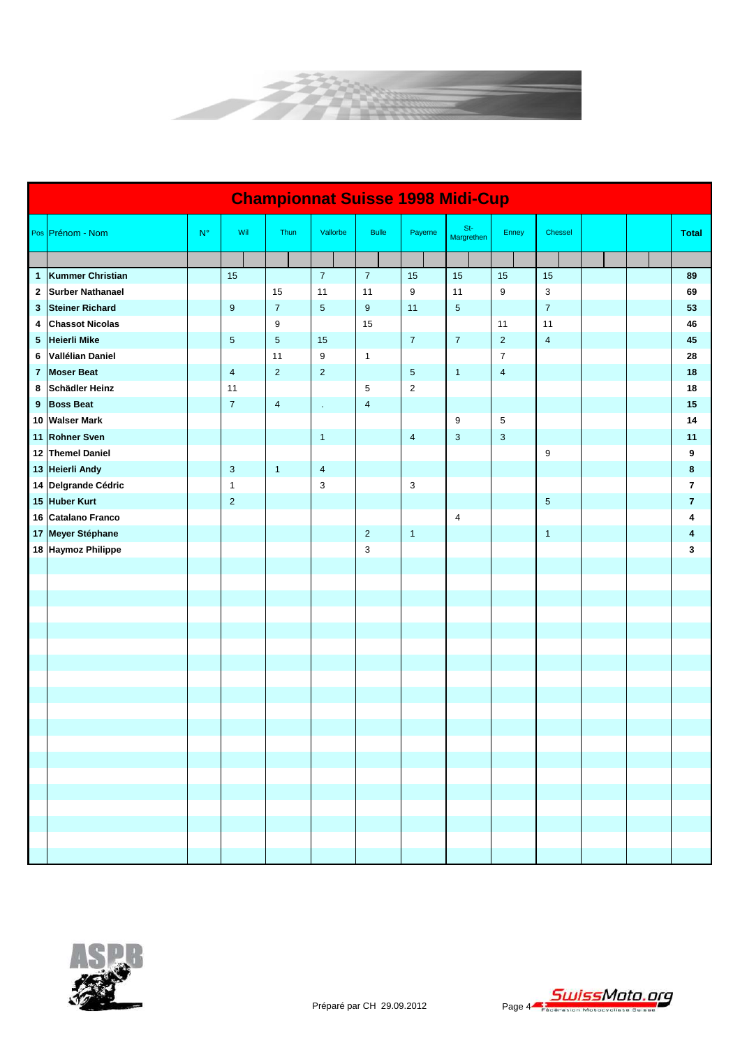# Championnat Suisse 1998 Midi-Cup

| Pos | Prénom - Nom | N° | Wil | Thun | Vallorbe | Bulle | Payerne | St-Margrethen | Enney | Chessel | | | Total |
|---|---|---|---|---|---|---|---|---|---|---|---|---|---|
| 1 | Kummer Christian | | 15 | | 7 | 7 | 15 | 15 | 15 | 15 | | | 89 |
| 2 | Surber Nathanael | | | 15 | 11 | 11 | 9 | 11 | 9 | 3 | | | 69 |
| 3 | Steiner Richard | | 9 | 7 | 5 | 9 | 11 | 5 | | 7 | | | 53 |
| 4 | Chassot Nicolas | | | 9 | | 15 | | | 11 | 11 | | | 46 |
| 5 | Heierli Mike | | 5 | 5 | 15 | | 7 | 7 | 2 | 4 | | | 45 |
| 6 | Vallélian Daniel | | | 11 | 9 | 1 | | | 7 | | | | 28 |
| 7 | Moser Beat | | 4 | 2 | 2 | | 5 | 1 | 4 | | | | 18 |
| 8 | Schädler Heinz | | 11 | | | 5 | 2 | | | | | | 18 |
| 9 | Boss Beat | | 7 | 4 | . | 4 | | | | | | | 15 |
| 10 | Walser Mark | | | | | | | 9 | 5 | | | | 14 |
| 11 | Rohner Sven | | | | 1 | | 4 | 3 | 3 | | | | 11 |
| 12 | Themel Daniel | | | | | | | | | 9 | | | 9 |
| 13 | Heierli Andy | | 3 | 1 | 4 | | | | | | | | 8 |
| 14 | Delgrande Cédric | | 1 | | 3 | | 3 | | | | | | 7 |
| 15 | Huber Kurt | | 2 | | | | | | | 5 | | | 7 |
| 16 | Catalano Franco | | | | | | | 4 | | | | | 4 |
| 17 | Meyer Stéphane | | | | | 2 | 1 | | | 1 | | | 4 |
| 18 | Haymoz Philippe | | | | | 3 | | | | | | | 3 |

Préparé par CH 29.09.2012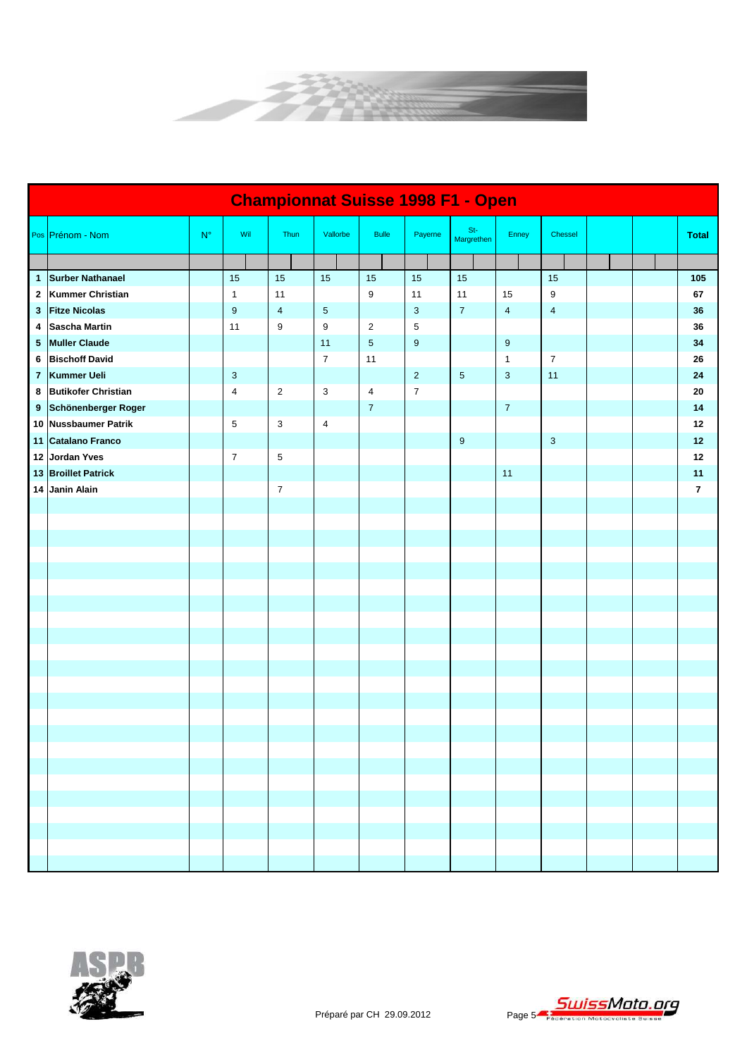# Championnat Suisse 1998 F1 - Open

| Pos | Prénom - Nom | N° | Wil | Thun | Vallorbe | Bulle | Payerne | St-Margrethen | Enney | Chessel | | | Total |
|---|---|---|---|---|---|---|---|---|---|---|---|---|---|
| 1 | **Surber Nathanael** | | 15 | 15 | 15 | 15 | 15 | 15 | | 15 | | | **105** |
| 2 | **Kummer Christian** | | 1 | 11 | | 9 | 11 | 11 | 15 | 9 | | | **67** |
| 3 | **Fitze Nicolas** | | 9 | 4 | 5 | | 3 | 7 | 4 | 4 | | | **36** |
| 4 | **Sascha Martin** | | 11 | 9 | 9 | 2 | 5 | | | | | | **36** |
| 5 | **Muller Claude** | | | | 11 | 5 | 9 | | 9 | | | | **34** |
| 6 | **Bischoff David** | | | | 7 | 11 | | | 1 | 7 | | | **26** |
| 7 | **Kummer Ueli** | | 3 | | | | 2 | 5 | 3 | 11 | | | **24** |
| 8 | **Butikofer Christian** | | 4 | 2 | 3 | 4 | 7 | | | | | | **20** |
| 9 | **Schönenberger Roger** | | | | | 7 | | | 7 | | | | **14** |
| 10 | **Nussbaumer Patrik** | | 5 | 3 | 4 | | | | | | | | **12** |
| 11 | **Catalano Franco** | | | | | | | 9 | | 3 | | | **12** |
| 12 | **Jordan Yves** | | 7 | 5 | | | | | | | | | **12** |
| 13 | **Broillet Patrick** | | | | | | | | 11 | | | | **11** |
| 14 | **Janin Alain** | | | 7 | | | | | | | | | **7** |

Préparé par CH 29.09.2012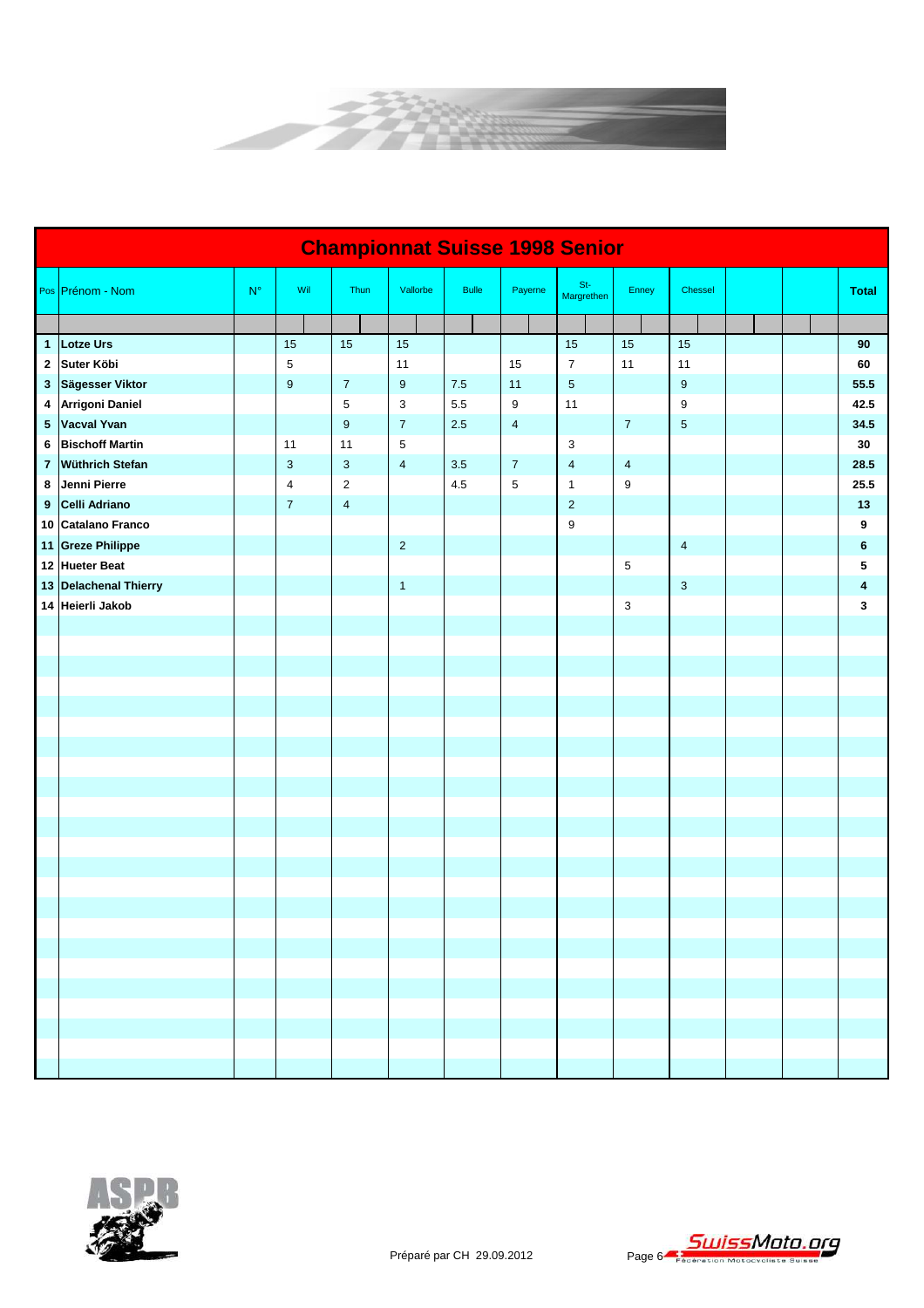# Championnat Suisse 1998 Senior

| Pos | Prénom - Nom | N° | Wil | Thun | Vallorbe | Bulle | Payerne | St-Margrethen | Enney | Chessel | | | Total |
|---|---|---|---|---|---|---|---|---|---|---|---|---|---|
| 1 | Lotze Urs | | 15 | 15 | 15 | | | 15 | 15 | 15 | | | 90 |
| 2 | Suter Köbi | | 5 | | 11 | | 15 | 7 | 11 | 11 | | | 60 |
| 3 | Sägesser Viktor | | 9 | 7 | 9 | 7.5 | 11 | 5 | | 9 | | | 55.5 |
| 4 | Arrigoni Daniel | | | 5 | 3 | 5.5 | 9 | 11 | | 9 | | | 42.5 |
| 5 | Vacval Yvan | | | 9 | 7 | 2.5 | 4 | | 7 | 5 | | | 34.5 |
| 6 | Bischoff Martin | | 11 | 11 | 5 | | | 3 | | | | | 30 |
| 7 | Wüthrich Stefan | | 3 | 3 | 4 | 3.5 | 7 | 4 | 4 | | | | 28.5 |
| 8 | Jenni Pierre | | 4 | 2 | | 4.5 | 5 | 1 | 9 | | | | 25.5 |
| 9 | Celli Adriano | | 7 | 4 | | | | 2 | | | | | 13 |
| 10 | Catalano Franco | | | | | | | 9 | | | | | 9 |
| 11 | Greze Philippe | | | | 2 | | | | | 4 | | | 6 |
| 12 | Hueter Beat | | | | | | | | 5 | | | | 5 |
| 13 | Delachenal Thierry | | | | 1 | | | | | 3 | | | 4 |
| 14 | Heierli Jakob | | | | | | | | 3 | | | | 3 |

Préparé par CH 29.09.2012